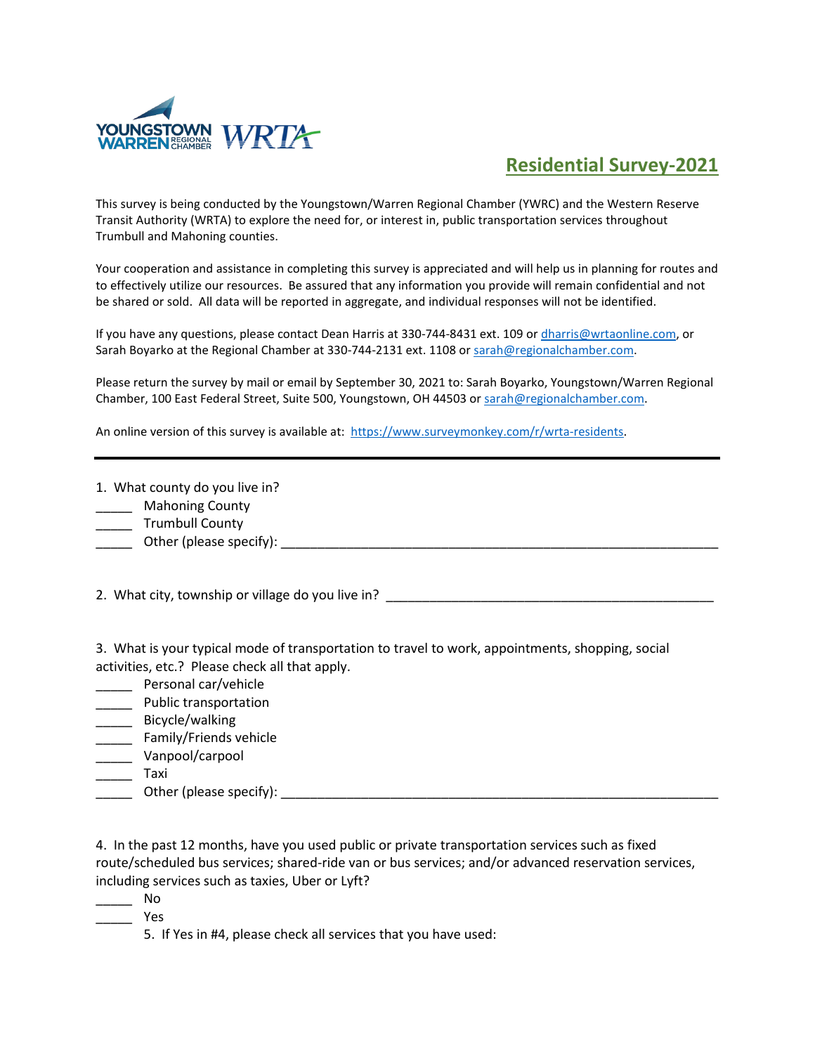YOUNGSTOWN WARREN REGIONAL CHAMBER WRTA

# Residential Survey-2021

This survey is being conducted by the Youngstown/Warren Regional Chamber (YWRC) and the Western Reserve Transit Authority (WRTA) to explore the need for, or interest in, public transportation services throughout Trumbull and Mahoning counties.

Your cooperation and assistance in completing this survey is appreciated and will help us in planning for routes and to effectively utilize our resources. Be assured that any information you provide will remain confidential and not be shared or sold. All data will be reported in aggregate, and individual responses will not be identified.

If you have any questions, please contact Dean Harris at 330-744-8431 ext. 109 or dharris@wrtaonline.com, or Sarah Boyarko at the Regional Chamber at 330-744-2131 ext. 1108 or sarah@regionalchamber.com.

Please return the survey by mail or email by September 30, 2021 to: Sarah Boyarko, Youngstown/Warren Regional Chamber, 100 East Federal Street, Suite 500, Youngstown, OH 44503 or sarah@regionalchamber.com.

An online version of this survey is available at: https://www.surveymonkey.com/r/wrta-residents.

---

1. What county do you live in?

_____ Mahoning County
_____ Trumbull County
_____ Other (please specify): ____________________________________________

2. What city, township or village do you live in? ____________________________________________

3. What is your typical mode of transportation to travel to work, appointments, shopping, social activities, etc.? Please check all that apply.

_____ Personal car/vehicle
_____ Public transportation
_____ Bicycle/walking
_____ Family/Friends vehicle
_____ Vanpool/carpool
_____ Taxi
_____ Other (please specify): ____________________________________________

4. In the past 12 months, have you used public or private transportation services such as fixed route/scheduled bus services; shared-ride van or bus services; and/or advanced reservation services, including services such as taxies, Uber or Lyft?

_____ No
_____ Yes

5. If Yes in #4, please check all services that you have used: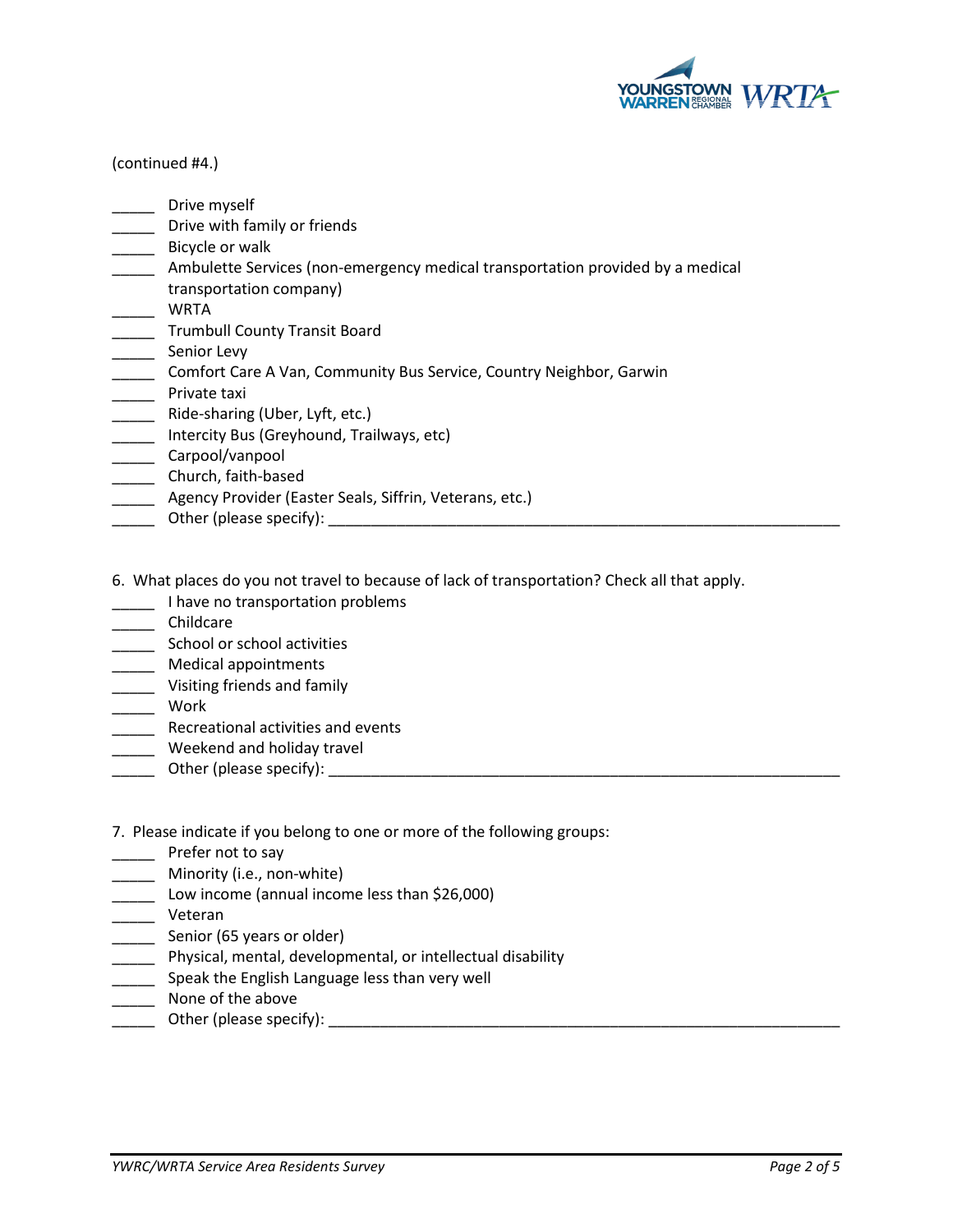(continued #4.)

_____ Drive myself
_____ Drive with family or friends
_____ Bicycle or walk
_____ Ambulette Services (non-emergency medical transportation provided by a medical transportation company)
_____ WRTA
_____ Trumbull County Transit Board
_____ Senior Levy
_____ Comfort Care A Van, Community Bus Service, Country Neighbor, Garwin
_____ Private taxi
_____ Ride-sharing (Uber, Lyft, etc.)
_____ Intercity Bus (Greyhound, Trailways, etc)
_____ Carpool/vanpool
_____ Church, faith-based
_____ Agency Provider (Easter Seals, Siffrin, Veterans, etc.)
_____ Other (please specify): _______________________________________________

6. What places do you not travel to because of lack of transportation? Check all that apply.

_____ I have no transportation problems
_____ Childcare
_____ School or school activities
_____ Medical appointments
_____ Visiting friends and family
_____ Work
_____ Recreational activities and events
_____ Weekend and holiday travel
_____ Other (please specify): _______________________________________________

7. Please indicate if you belong to one or more of the following groups:

_____ Prefer not to say
_____ Minority (i.e., non-white)
_____ Low income (annual income less than $26,000)
_____ Veteran
_____ Senior (65 years or older)
_____ Physical, mental, developmental, or intellectual disability
_____ Speak the English Language less than very well
_____ None of the above
_____ Other (please specify): _______________________________________________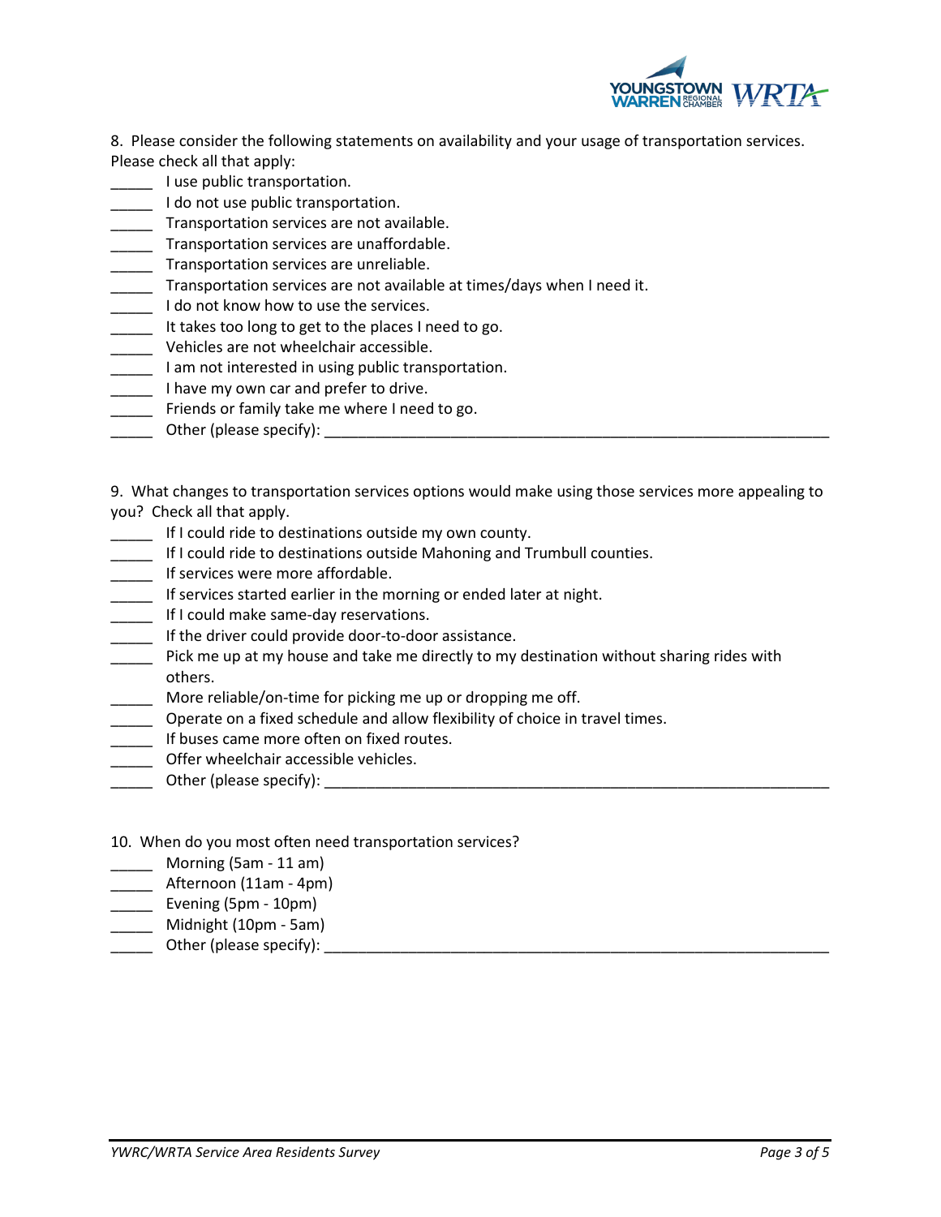8. Please consider the following statements on availability and your usage of transportation services. Please check all that apply:

_____ I use public transportation.
_____ I do not use public transportation.
_____ Transportation services are not available.
_____ Transportation services are unaffordable.
_____ Transportation services are unreliable.
_____ Transportation services are not available at times/days when I need it.
_____ I do not know how to use the services.
_____ It takes too long to get to the places I need to go.
_____ Vehicles are not wheelchair accessible.
_____ I am not interested in using public transportation.
_____ I have my own car and prefer to drive.
_____ Friends or family take me where I need to go.
_____ Other (please specify): ______________________________________________________________

9. What changes to transportation services options would make using those services more appealing to you? Check all that apply.

_____ If I could ride to destinations outside my own county.
_____ If I could ride to destinations outside Mahoning and Trumbull counties.
_____ If services were more affordable.
_____ If services started earlier in the morning or ended later at night.
_____ If I could make same-day reservations.
_____ If the driver could provide door-to-door assistance.
_____ Pick me up at my house and take me directly to my destination without sharing rides with others.
_____ More reliable/on-time for picking me up or dropping me off.
_____ Operate on a fixed schedule and allow flexibility of choice in travel times.
_____ If buses came more often on fixed routes.
_____ Offer wheelchair accessible vehicles.
_____ Other (please specify): ______________________________________________________________

10. When do you most often need transportation services?

_____ Morning (5am - 11 am)
_____ Afternoon (11am - 4pm)
_____ Evening (5pm - 10pm)
_____ Midnight (10pm - 5am)
_____ Other (please specify): ______________________________________________________________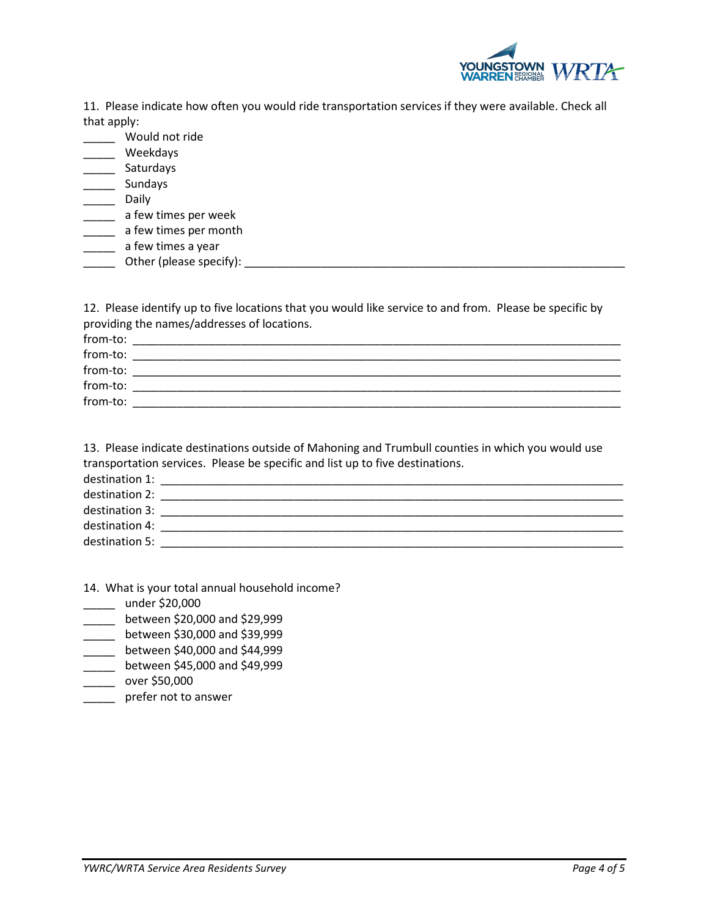11. Please indicate how often you would ride transportation services if they were available. Check all that apply:

_____ Would not ride
_____ Weekdays
_____ Saturdays
_____ Sundays
_____ Daily
_____ a few times per week
_____ a few times per month
_____ a few times a year
_____ Other (please specify): ______________________________________________________________

12. Please identify up to five locations that you would like service to and from. Please be specific by providing the names/addresses of locations.

from-to: ____________________________________________________________________________
from-to: ____________________________________________________________________________
from-to: ____________________________________________________________________________
from-to: ____________________________________________________________________________
from-to: ____________________________________________________________________________

13. Please indicate destinations outside of Mahoning and Trumbull counties in which you would use transportation services. Please be specific and list up to five destinations.

destination 1: ________________________________________________________________________
destination 2: ________________________________________________________________________
destination 3: ________________________________________________________________________
destination 4: ________________________________________________________________________
destination 5: ________________________________________________________________________

14. What is your total annual household income?

_____ under $20,000
_____ between $20,000 and $29,999
_____ between $30,000 and $39,999
_____ between $40,000 and $44,999
_____ between $45,000 and $49,999
_____ over $50,000
_____ prefer not to answer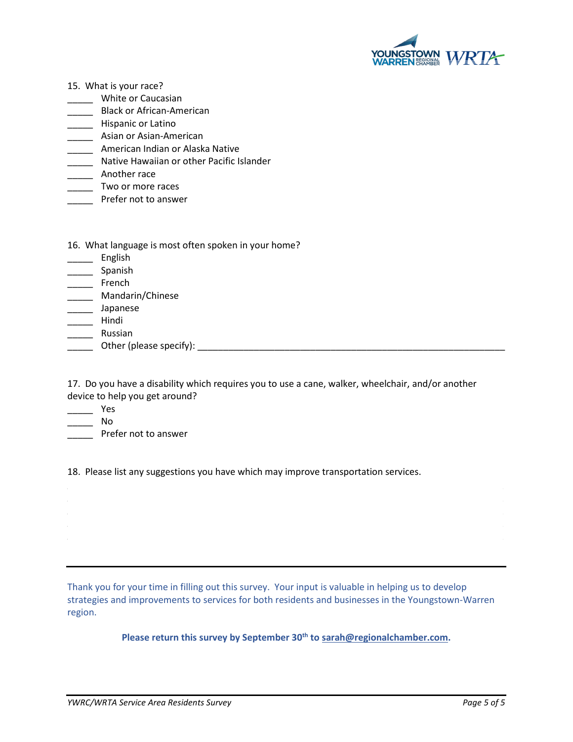15. What is your race?

_____ White or Caucasian
_____ Black or African-American
_____ Hispanic or Latino
_____ Asian or Asian-American
_____ American Indian or Alaska Native
_____ Native Hawaiian or other Pacific Islander
_____ Another race
_____ Two or more races
_____ Prefer not to answer

16. What language is most often spoken in your home?

_____ English
_____ Spanish
_____ French
_____ Mandarin/Chinese
_____ Japanese
_____ Hindi
_____ Russian
_____ Other (please specify): ____________________________________________________________

17. Do you have a disability which requires you to use a cane, walker, wheelchair, and/or another device to help you get around?

_____ Yes
_____ No
_____ Prefer not to answer

18. Please list any suggestions you have which may improve transportation services.

---

Thank you for your time in filling out this survey. Your input is valuable in helping us to develop strategies and improvements to services for both residents and businesses in the Youngstown-Warren region.

**Please return this survey by September 30th to sarah@regionalchamber.com.**